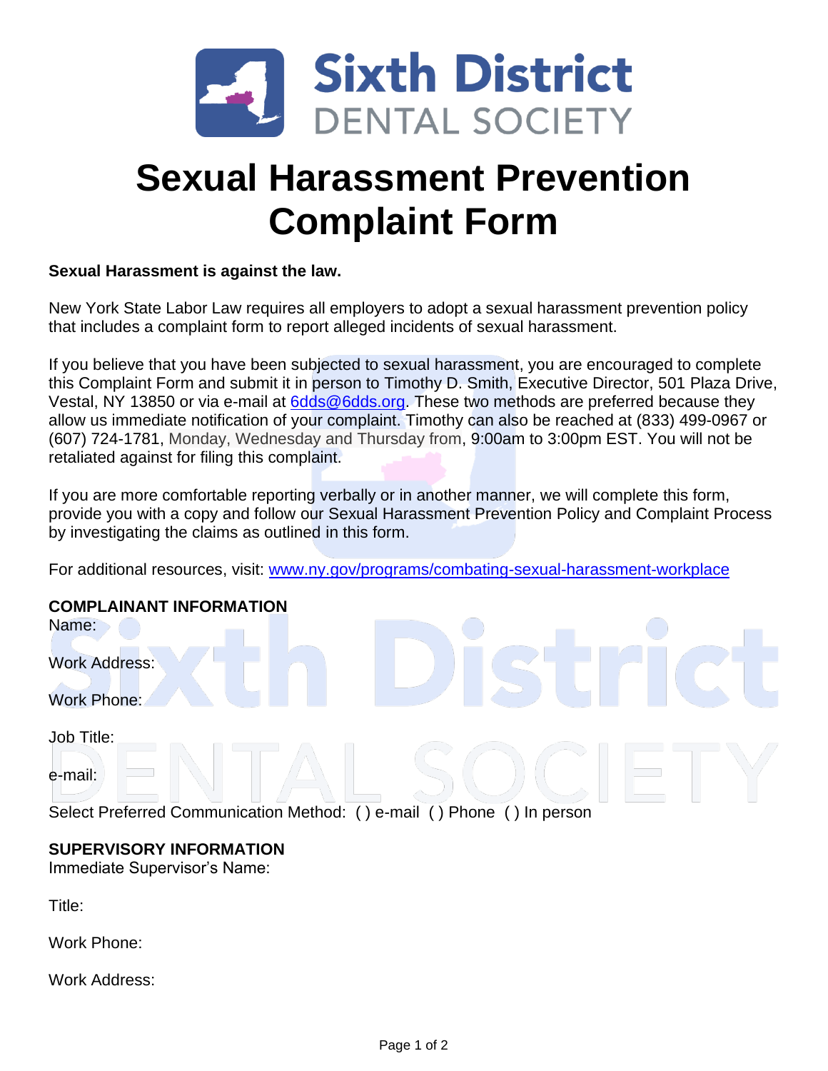Sixth District DENTAL SOCIETY

# Sexual Harassment Prevention Complaint Form

**Sexual Harassment is against the law.**

New York State Labor Law requires all employers to adopt a sexual harassment prevention policy that includes a complaint form to report alleged incidents of sexual harassment.

If you believe that you have been subjected to sexual harassment, you are encouraged to complete this Complaint Form and submit it in person to Timothy D. Smith, Executive Director, 501 Plaza Drive, Vestal, NY 13850 or via e-mail at 6dds@6dds.org. These two methods are preferred because they allow us immediate notification of your complaint. Timothy can also be reached at (833) 499-0967 or (607) 724-1781, Monday, Wednesday and Thursday from, 9:00am to 3:00pm EST. You will not be retaliated against for filing this complaint.

If you are more comfortable reporting verbally or in another manner, we will complete this form, provide you with a copy and follow our Sexual Harassment Prevention Policy and Complaint Process by investigating the claims as outlined in this form.

For additional resources, visit: www.ny.gov/programs/combating-sexual-harassment-workplace

**COMPLAINANT INFORMATION**

Name:

Work Address:

Work Phone:

Job Title:

e-mail:

Select Preferred Communication Method: ( ) e-mail ( ) Phone ( ) In person

**SUPERVISORY INFORMATION**

Immediate Supervisor's Name:

Title:

Work Phone:

Work Address: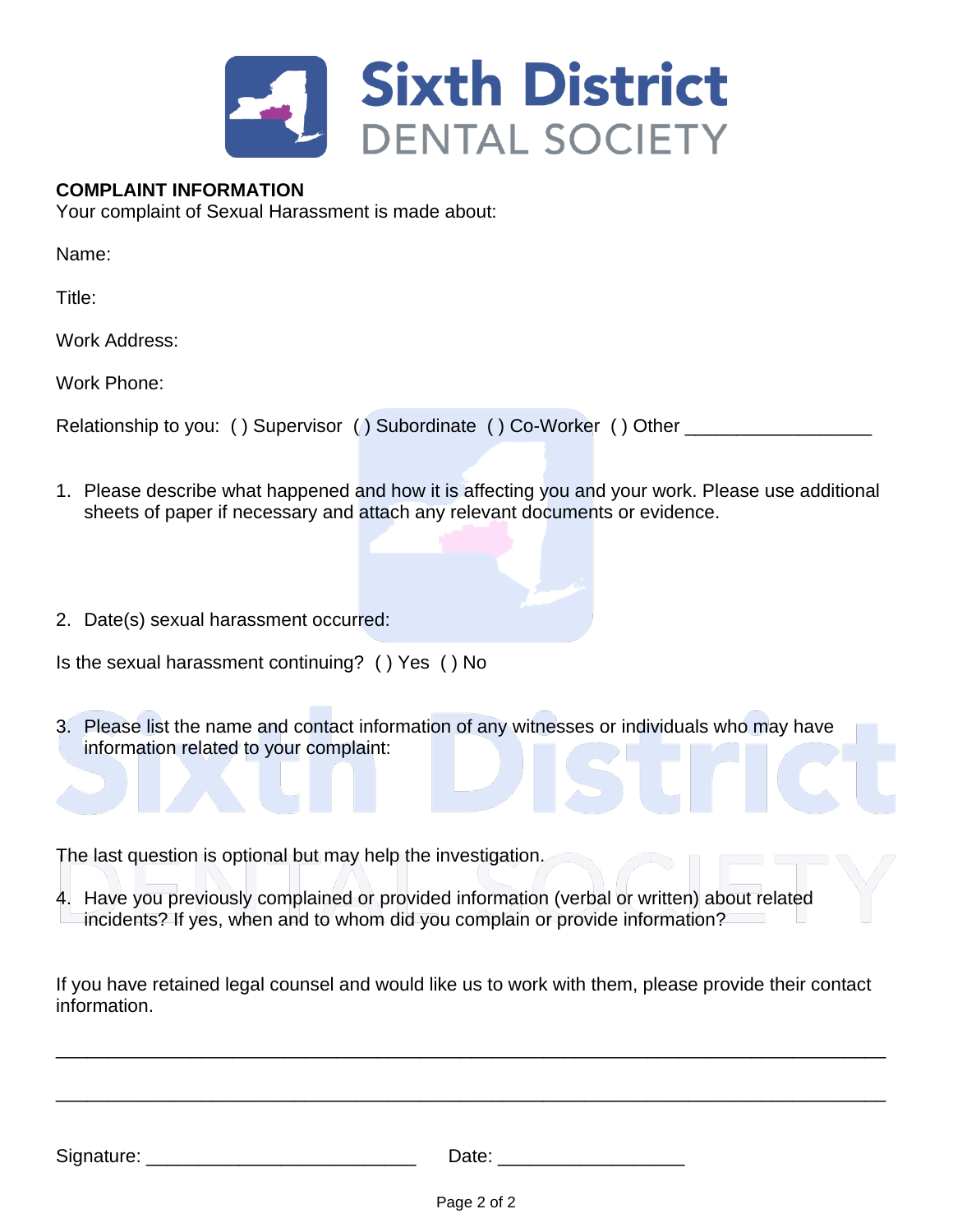**COMPLAINT INFORMATION**

Your complaint of Sexual Harassment is made about:

Name:

Title:

Work Address:

Work Phone:

Relationship to you: ( ) Supervisor ( ) Subordinate ( ) Co-Worker ( ) Other __________________

1. Please describe what happened and how it is affecting you and your work. Please use additional sheets of paper if necessary and attach any relevant documents or evidence.

2. Date(s) sexual harassment occurred:

Is the sexual harassment continuing? ( ) Yes ( ) No

3. Please list the name and contact information of any witnesses or individuals who may have information related to your complaint:

The last question is optional but may help the investigation.

4. Have you previously complained or provided information (verbal or written) about related incidents? If yes, when and to whom did you complain or provide information?

If you have retained legal counsel and would like us to work with them, please provide their contact information.

_______________________________________________________________________________

_______________________________________________________________________________

Signature: __________________________ Date: __________________